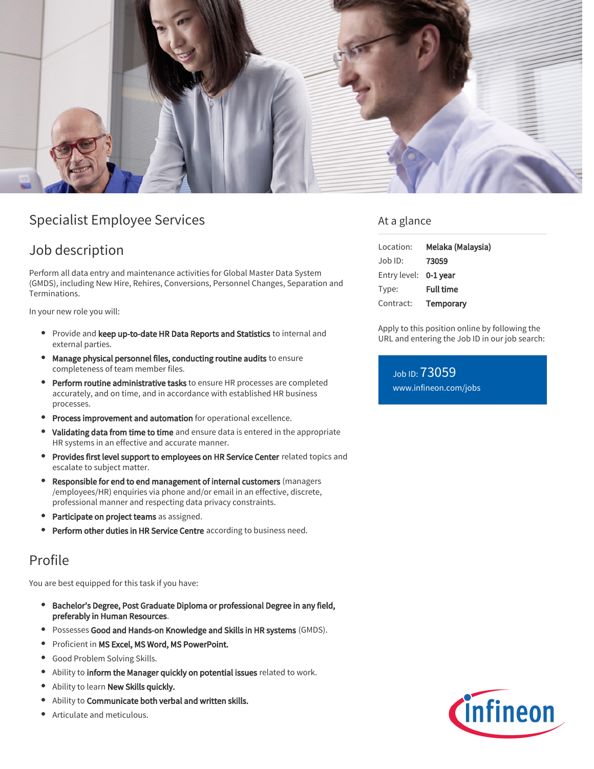# Specialist Employee Services

## Job description

Perform all data entry and maintenance activities for Global Master Data System (GMDS), including New Hire, Rehires, Conversions, Personnel Changes, Separation and Terminations.

In your new role you will:

- Provide and **keep up-to-date HR Data Reports and Statistics** to internal and external parties.
- **Manage physical personnel files, conducting routine audits** to ensure completeness of team member files.
- **Perform routine administrative tasks** to ensure HR processes are completed accurately, and on time, and in accordance with established HR business processes.
- **Process improvement and automation** for operational excellence.
- **Validating data from time to time** and ensure data is entered in the appropriate HR systems in an effective and accurate manner.
- **Provides first level support to employees on HR Service Center** related topics and escalate to subject matter.
- **Responsible for end to end management of internal customers** (managers /employees/HR) enquiries via phone and/or email in an effective, discrete, professional manner and respecting data privacy constraints.
- **Participate on project teams** as assigned.
- **Perform other duties in HR Service Centre** according to business need.

## Profile

You are best equipped for this task if you have:

- **Bachelor's Degree, Post Graduate Diploma or professional Degree in any field, preferably in Human Resources**.
- Possesses **Good and Hands-on Knowledge and Skills in HR systems** (GMDS).
- Proficient in **MS Excel, MS Word, MS PowerPoint.**
- Good Problem Solving Skills.
- Ability to **inform the Manager quickly on potential issues** related to work.
- Ability to learn **New Skills quickly.**
- Ability to **Communicate both verbal and written skills.**
- Articulate and meticulous.

## At a glance

| | |
|---|---|
| Location: | **Melaka (Malaysia)** |
| Job ID: | **73059** |
| Entry level: | **0-1 year** |
| Type: | **Full time** |
| Contract: | **Temporary** |

Apply to this position online by following the URL and entering the Job ID in our job search:

Job ID: 73059
www.infineon.com/jobs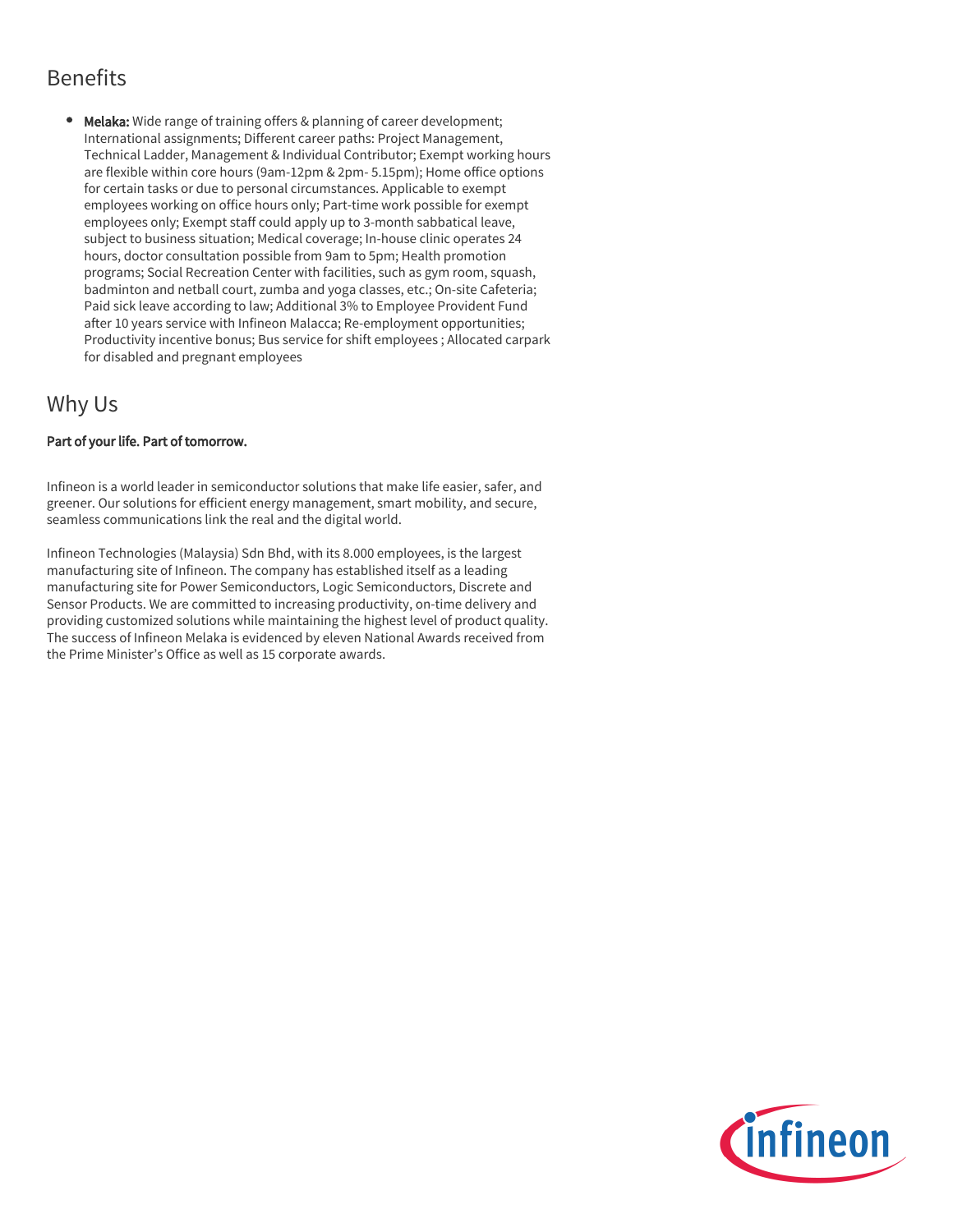## Benefits

- **Melaka:** Wide range of training offers & planning of career development; International assignments; Different career paths: Project Management, Technical Ladder, Management & Individual Contributor; Exempt working hours are flexible within core hours (9am-12pm & 2pm- 5.15pm); Home office options for certain tasks or due to personal circumstances. Applicable to exempt employees working on office hours only; Part-time work possible for exempt employees only; Exempt staff could apply up to 3-month sabbatical leave, subject to business situation; Medical coverage; In-house clinic operates 24 hours, doctor consultation possible from 9am to 5pm; Health promotion programs; Social Recreation Center with facilities, such as gym room, squash, badminton and netball court, zumba and yoga classes, etc.; On-site Cafeteria; Paid sick leave according to law; Additional 3% to Employee Provident Fund after 10 years service with Infineon Malacca; Re-employment opportunities; Productivity incentive bonus; Bus service for shift employees ; Allocated carpark for disabled and pregnant employees

## Why Us

**Part of your life. Part of tomorrow.**

Infineon is a world leader in semiconductor solutions that make life easier, safer, and greener. Our solutions for efficient energy management, smart mobility, and secure, seamless communications link the real and the digital world.

Infineon Technologies (Malaysia) Sdn Bhd, with its 8.000 employees, is the largest manufacturing site of Infineon. The company has established itself as a leading manufacturing site for Power Semiconductors, Logic Semiconductors, Discrete and Sensor Products. We are committed to increasing productivity, on-time delivery and providing customized solutions while maintaining the highest level of product quality. The success of Infineon Melaka is evidenced by eleven National Awards received from the Prime Minister's Office as well as 15 corporate awards.